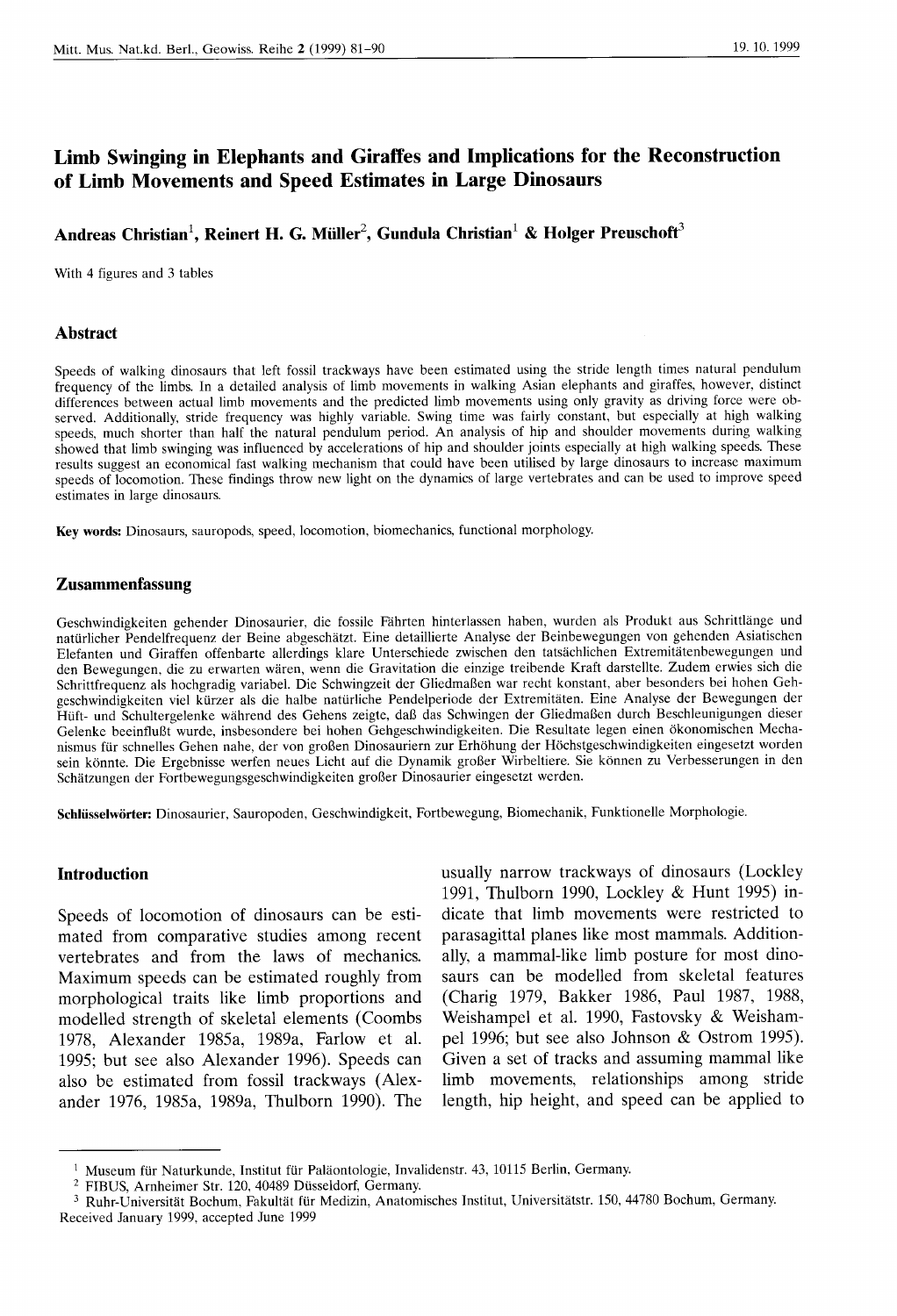# Limb Swinging in Elephants and Giraffes and Implications for the Reconstruction of Limb Movements and Speed Estimates in Large Dinosaurs

**Andreas Christian[1], Reinert H. G. Müller[2], Gundula Christian[1] & Holger Preuschoft[3]**

With 4 figures and 3 tables

## Abstract

Speeds of walking dinosaurs that left fossil trackways have been estimated using the stride length times natural pendulum frequency of the limbs. In a detailed analysis of limb movements in walking Asian elephants and giraffes, however, distinct differences between actual limb movements and the predicted limb movements using only gravity as driving force were observed. Additionally, stride frequency was highly variable. Swing time was fairly constant, but especially at high walking speeds, much shorter than half the natural pendulum period. An analysis of hip and shoulder movements during walking showed that limb swinging was influenced by accelerations of hip and shoulder joints especially at high walking speeds. These results suggest an economical fast walking mechanism that could have been utilised by large dinosaurs to increase maximum speeds of locomotion. These findings throw new light on the dynamics of large vertebrates and can be used to improve speed estimates in large dinosaurs.

**Key words:** Dinosaurs, sauropods, speed, locomotion, biomechanics, functional morphology.

## Zusammenfassung

Geschwindigkeiten gehender Dinosaurier, die fossile Fährten hinterlassen haben, wurden als Produkt aus Schrittlänge und natürlicher Pendelfrequenz der Beine abgeschätzt. Eine detaillierte Analyse der Beinbewegungen von gehenden Asiatischen Elefanten und Giraffen offenbarte allerdings klare Unterschiede zwischen den tatsächlichen Extremitätenbewegungen und den Bewegungen, die zu erwarten wären, wenn die Gravitation die einzige treibende Kraft darstellte. Zudem erwies sich die Schrittfrequenz als hochgradig variabel. Die Schwingzeit der Gliedmaßen war recht konstant, aber besonders bei hohen Gehgeschwindigkeiten viel kürzer als die halbe natürliche Pendelperiode der Extremitäten. Eine Analyse der Bewegungen der Hüft- und Schultergelenke während des Gehens zeigte, daß das Schwingen der Gliedmaßen durch Beschleunigungen dieser Gelenke beeinflußt wurde, insbesondere bei hohen Gehgeschwindigkeiten. Die Resultate legen einen ökonomischen Mechanismus für schnelles Gehen nahe, der von großen Dinosauriern zur Erhöhung der Höchstgeschwindigkeiten eingesetzt worden sein könnte. Die Ergebnisse werfen neues Licht auf die Dynamik großer Wirbeltiere. Sie können zu Verbesserungen in den Schätzungen der Fortbewegungsgeschwindigkeiten großer Dinosaurier eingesetzt werden.

**Schlüsselwörter:** Dinosaurier, Sauropoden, Geschwindigkeit, Fortbewegung, Biomechanik, Funktionelle Morphologie.

## Introduction

Speeds of locomotion of dinosaurs can be estimated from comparative studies among recent vertebrates and from the laws of mechanics. Maximum speeds can be estimated roughly from morphological traits like limb proportions and modelled strength of skeletal elements (Coombs 1978, Alexander 1985a, 1989a, Farlow et al. 1995; but see also Alexander 1996). Speeds can also be estimated from fossil trackways (Alexander 1976, 1985a, 1989a, Thulborn 1990). The usually narrow trackways of dinosaurs (Lockley 1991, Thulborn 1990, Lockley & Hunt 1995) indicate that limb movements were restricted to parasagittal planes like most mammals. Additionally, a mammal-like limb posture for most dinosaurs can be modelled from skeletal features (Charig 1979, Bakker 1986, Paul 1987, 1988, Weishampel et al. 1990, Fastovsky & Weishampel 1996; but see also Johnson & Ostrom 1995). Given a set of tracks and assuming mammal like limb movements, relationships among stride length, hip height, and speed can be applied to

[1] Museum für Naturkunde, Institut für Paläontologie, Invalidenstr. 43, 10115 Berlin, Germany.
[2] FIBUS, Arnheimer Str. 120, 40489 Düsseldorf, Germany.
[3] Ruhr-Universität Bochum, Fakultät für Medizin, Anatomisches Institut, Universitätstr. 150, 44780 Bochum, Germany.
Received January 1999, accepted June 1999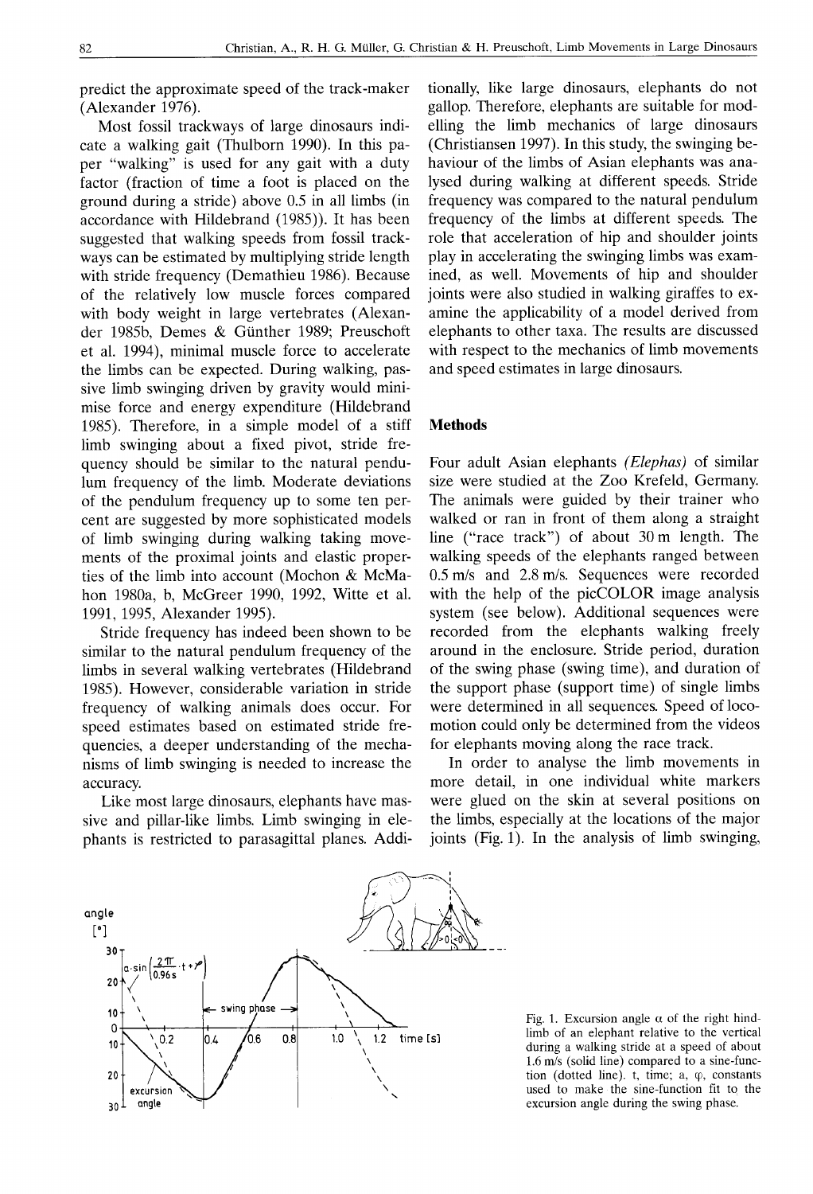predict the approximate speed of the track-maker (Alexander 1976).

Most fossil trackways of large dinosaurs indicate a walking gait (Thulborn 1990). In this paper "walking" is used for any gait with a duty factor (fraction of time a foot is placed on the ground during a stride) above 0.5 in all limbs (in accordance with Hildebrand (1985)). It has been suggested that walking speeds from fossil trackways can be estimated by multiplying stride length with stride frequency (Demathieu 1986). Because of the relatively low muscle forces compared with body weight in large vertebrates (Alexander 1985b, Demes & Günther 1989; Preuschoft et al. 1994), minimal muscle force to accelerate the limbs can be expected. During walking, passive limb swinging driven by gravity would minimise force and energy expenditure (Hildebrand 1985). Therefore, in a simple model of a stiff limb swinging about a fixed pivot, stride frequency should be similar to the natural pendulum frequency of the limb. Moderate deviations of the pendulum frequency up to some ten percent are suggested by more sophisticated models of limb swinging during walking taking movements of the proximal joints and elastic properties of the limb into account (Mochon & McMahon 1980a, b, McGreer 1990, 1992, Witte et al. 1991, 1995, Alexander 1995).

Stride frequency has indeed been shown to be similar to the natural pendulum frequency of the limbs in several walking vertebrates (Hildebrand 1985). However, considerable variation in stride frequency of walking animals does occur. For speed estimates based on estimated stride frequencies, a deeper understanding of the mechanisms of limb swinging is needed to increase the accuracy.

Like most large dinosaurs, elephants have massive and pillar-like limbs. Limb swinging in elephants is restricted to parasagittal planes. Additionally, like large dinosaurs, elephants do not gallop. Therefore, elephants are suitable for modelling the limb mechanics of large dinosaurs (Christiansen 1997). In this study, the swinging behaviour of the limbs of Asian elephants was analysed during walking at different speeds. Stride frequency was compared to the natural pendulum frequency of the limbs at different speeds. The role that acceleration of hip and shoulder joints play in accelerating the swinging limbs was examined, as well. Movements of hip and shoulder joints were also studied in walking giraffes to examine the applicability of a model derived from elephants to other taxa. The results are discussed with respect to the mechanics of limb movements and speed estimates in large dinosaurs.

## Methods

Four adult Asian elephants (*Elephas*) of similar size were studied at the Zoo Krefeld, Germany. The animals were guided by their trainer who walked or ran in front of them along a straight line ("race track") of about 30 m length. The walking speeds of the elephants ranged between 0.5 m/s and 2.8 m/s. Sequences were recorded with the help of the picCOLOR image analysis system (see below). Additional sequences were recorded from the elephants walking freely around in the enclosure. Stride period, duration of the swing phase (swing time), and duration of the support phase (support time) of single limbs were determined in all sequences. Speed of locomotion could only be determined from the videos for elephants moving along the race track.

In order to analyse the limb movements in more detail, in one individual white markers were glued on the skin at several positions on the limbs, especially at the locations of the major joints (Fig. 1). In the analysis of limb swinging,

angle [°]

$a \cdot \sin\left(\frac{2\pi}{0.96\,s} \cdot t + \varphi\right)$

swing phase

excursion angle

time [s]

30 20 10 0 10 20 30

0.2 0.4 0.6 0.8 1.0 1.2

α >0 <0

Fig. 1. Excursion angle α of the right hindlimb of an elephant relative to the vertical during a walking stride at a speed of about 1.6 m/s (solid line) compared to a sine-function (dotted line). t, time; a, φ, constants used to make the sine-function fit to the excursion angle during the swing phase.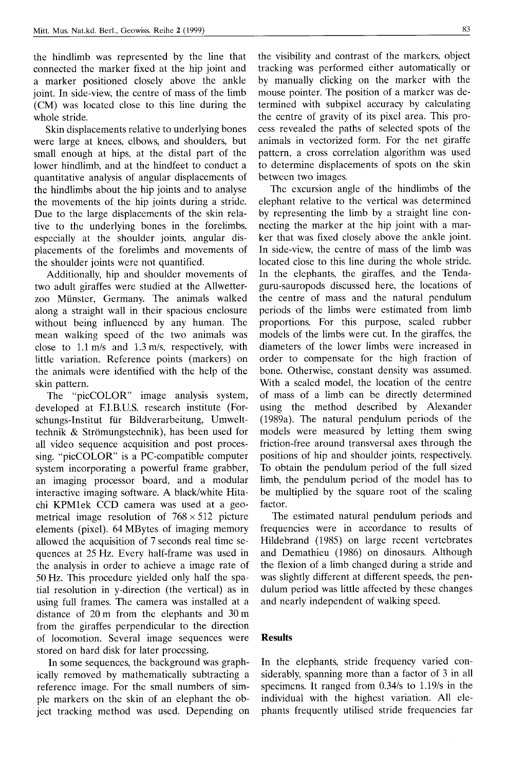the hindlimb was represented by the line that connected the marker fixed at the hip joint and a marker positioned closely above the ankle joint. In side-view, the centre of mass of the limb (CM) was located close to this line during the whole stride.

Skin displacements relative to underlying bones were large at knees, elbows, and shoulders, but small enough at hips, at the distal part of the lower hindlimb, and at the hindfeet to conduct a quantitative analysis of angular displacements of the hindlimbs about the hip joints and to analyse the movements of the hip joints during a stride. Due to the large displacements of the skin relative to the underlying bones in the forelimbs, especially at the shoulder joints, angular displacements of the forelimbs and movements of the shoulder joints were not quantified.

Additionally, hip and shoulder movements of two adult giraffes were studied at the Allwetterzoo Münster, Germany. The animals walked along a straight wall in their spacious enclosure without being influenced by any human. The mean walking speed of the two animals was close to 1.1 m/s and 1.3 m/s, respectively, with little variation. Reference points (markers) on the animals were identified with the help of the skin pattern.

The "picCOLOR" image analysis system, developed at F.I.B.U.S. research institute (Forschungs-Institut für Bildverarbeitung, Umwelttechnik & Strömungstechnik), has been used for all video sequence acquisition and post processing. "picCOLOR" is a PC-compatible computer system incorporating a powerful frame grabber, an imaging processor board, and a modular interactive imaging software. A black/white Hitachi KPM1ek CCD camera was used at a geometrical image resolution of 768 × 512 picture elements (pixel). 64 MBytes of imaging memory allowed the acquisition of 7 seconds real time sequences at 25 Hz. Every half-frame was used in the analysis in order to achieve a image rate of 50 Hz. This procedure yielded only half the spatial resolution in y-direction (the vertical) as in using full frames. The camera was installed at a distance of 20 m from the elephants and 30 m from the giraffes perpendicular to the direction of locomotion. Several image sequences were stored on hard disk for later processing.

In some sequences, the background was graphically removed by mathematically subtracting a reference image. For the small numbers of simple markers on the skin of an elephant the object tracking method was used. Depending on the visibility and contrast of the markers, object tracking was performed either automatically or by manually clicking on the marker with the mouse pointer. The position of a marker was determined with subpixel accuracy by calculating the centre of gravity of its pixel area. This process revealed the paths of selected spots of the animals in vectorized form. For the net giraffe pattern, a cross correlation algorithm was used to determine displacements of spots on the skin between two images.

The excursion angle of the hindlimbs of the elephant relative to the vertical was determined by representing the limb by a straight line connecting the marker at the hip joint with a marker that was fixed closely above the ankle joint. In side-view, the centre of mass of the limb was located close to this line during the whole stride. In the elephants, the giraffes, and the Tendaguru-sauropods discussed here, the locations of the centre of mass and the natural pendulum periods of the limbs were estimated from limb proportions. For this purpose, scaled rubber models of the limbs were cut. In the giraffes, the diameters of the lower limbs were increased in order to compensate for the high fraction of bone. Otherwise, constant density was assumed. With a scaled model, the location of the centre of mass of a limb can be directly determined using the method described by Alexander (1989a). The natural pendulum periods of the models were measured by letting them swing friction-free around transversal axes through the positions of hip and shoulder joints, respectively. To obtain the pendulum period of the full sized limb, the pendulum period of the model has to be multiplied by the square root of the scaling factor.

The estimated natural pendulum periods and frequencies were in accordance to results of Hildebrand (1985) on large recent vertebrates and Demathieu (1986) on dinosaurs. Although the flexion of a limb changed during a stride and was slightly different at different speeds, the pendulum period was little affected by these changes and nearly independent of walking speed.

## Results

In the elephants, stride frequency varied considerably, spanning more than a factor of 3 in all specimens. It ranged from 0.34/s to 1.19/s in the individual with the highest variation. All elephants frequently utilised stride frequencies far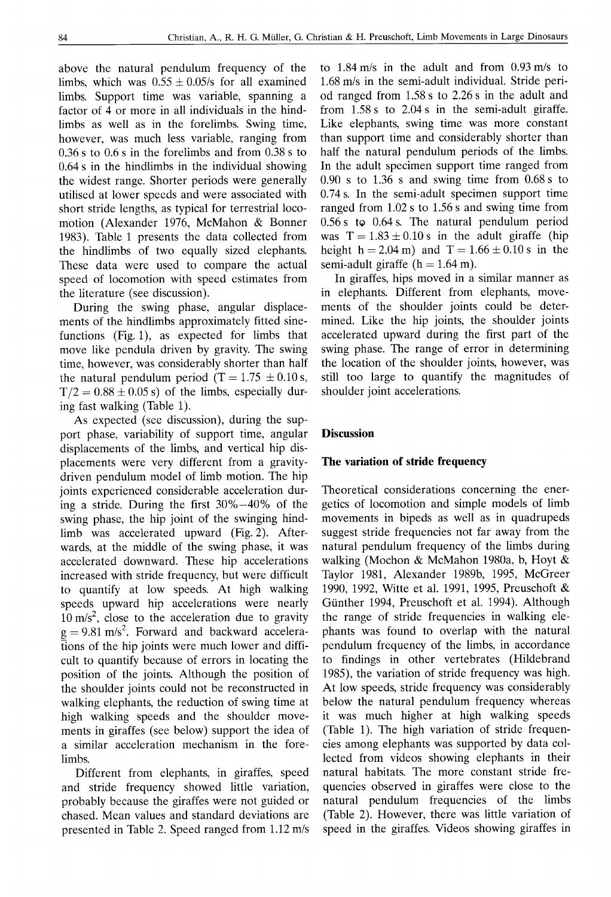above the natural pendulum frequency of the limbs, which was $0.55 \pm 0.05$/s for all examined limbs. Support time was variable, spanning a factor of 4 or more in all individuals in the hindlimbs as well as in the forelimbs. Swing time, however, was much less variable, ranging from 0.36 s to 0.6 s in the forelimbs and from 0.38 s to 0.64 s in the hindlimbs in the individual showing the widest range. Shorter periods were generally utilised at lower speeds and were associated with short stride lengths, as typical for terrestrial locomotion (Alexander 1976, McMahon & Bonner 1983). Table 1 presents the data collected from the hindlimbs of two equally sized elephants. These data were used to compare the actual speed of locomotion with speed estimates from the literature (see discussion).

During the swing phase, angular displacements of the hindlimbs approximately fitted sine-functions (Fig. 1), as expected for limbs that move like pendula driven by gravity. The swing time, however, was considerably shorter than half the natural pendulum period ($T = 1.75 \pm 0.10$ s, $T/2 = 0.88 \pm 0.05$ s) of the limbs, especially during fast walking (Table 1).

As expected (see discussion), during the support phase, variability of support time, angular displacements of the limbs, and vertical hip displacements were very different from a gravity-driven pendulum model of limb motion. The hip joints experienced considerable acceleration during a stride. During the first 30%–40% of the swing phase, the hip joint of the swinging hindlimb was accelerated upward (Fig. 2). Afterwards, at the middle of the swing phase, it was accelerated downward. These hip accelerations increased with stride frequency, but were difficult to quantify at low speeds. At high walking speeds upward hip accelerations were nearly 10 m/s$^2$, close to the acceleration due to gravity $g = 9.81$ m/s$^2$. Forward and backward accelerations of the hip joints were much lower and difficult to quantify because of errors in locating the position of the joints. Although the position of the shoulder joints could not be reconstructed in walking elephants, the reduction of swing time at high walking speeds and the shoulder movements in giraffes (see below) support the idea of a similar acceleration mechanism in the forelimbs.

Different from elephants, in giraffes, speed and stride frequency showed little variation, probably because the giraffes were not guided or chased. Mean values and standard deviations are presented in Table 2. Speed ranged from 1.12 m/s to 1.84 m/s in the adult and from 0.93 m/s to 1.68 m/s in the semi-adult individual. Stride period ranged from 1.58 s to 2.26 s in the adult and from 1.58 s to 2.04 s in the semi-adult giraffe. Like elephants, swing time was more constant than support time and considerably shorter than half the natural pendulum periods of the limbs. In the adult specimen support time ranged from 0.90 s to 1.36 s and swing time from 0.68 s to 0.74 s. In the semi-adult specimen support time ranged from 1.02 s to 1.56 s and swing time from 0.56 s to 0.64 s. The natural pendulum period was $T = 1.83 \pm 0.10$ s in the adult giraffe (hip height $h = 2.04$ m) and $T = 1.66 \pm 0.10$ s in the semi-adult giraffe ($h = 1.64$ m).

In giraffes, hips moved in a similar manner as in elephants. Different from elephants, movements of the shoulder joints could be determined. Like the hip joints, the shoulder joints accelerated upward during the first part of the swing phase. The range of error in determining the location of the shoulder joints, however, was still too large to quantify the magnitudes of shoulder joint accelerations.

## Discussion

### The variation of stride frequency

Theoretical considerations concerning the energetics of locomotion and simple models of limb movements in bipeds as well as in quadrupeds suggest stride frequencies not far away from the natural pendulum frequency of the limbs during walking (Mochon & McMahon 1980a, b, Hoyt & Taylor 1981, Alexander 1989b, 1995, McGreer 1990, 1992, Witte et al. 1991, 1995, Preuschoft & Günther 1994, Preuschoft et al. 1994). Although the range of stride frequencies in walking elephants was found to overlap with the natural pendulum frequency of the limbs, in accordance to findings in other vertebrates (Hildebrand 1985), the variation of stride frequency was high. At low speeds, stride frequency was considerably below the natural pendulum frequency whereas it was much higher at high walking speeds (Table 1). The high variation of stride frequencies among elephants was supported by data collected from videos showing elephants in their natural habitats. The more constant stride frequencies observed in giraffes were close to the natural pendulum frequencies of the limbs (Table 2). However, there was little variation of speed in the giraffes. Videos showing giraffes in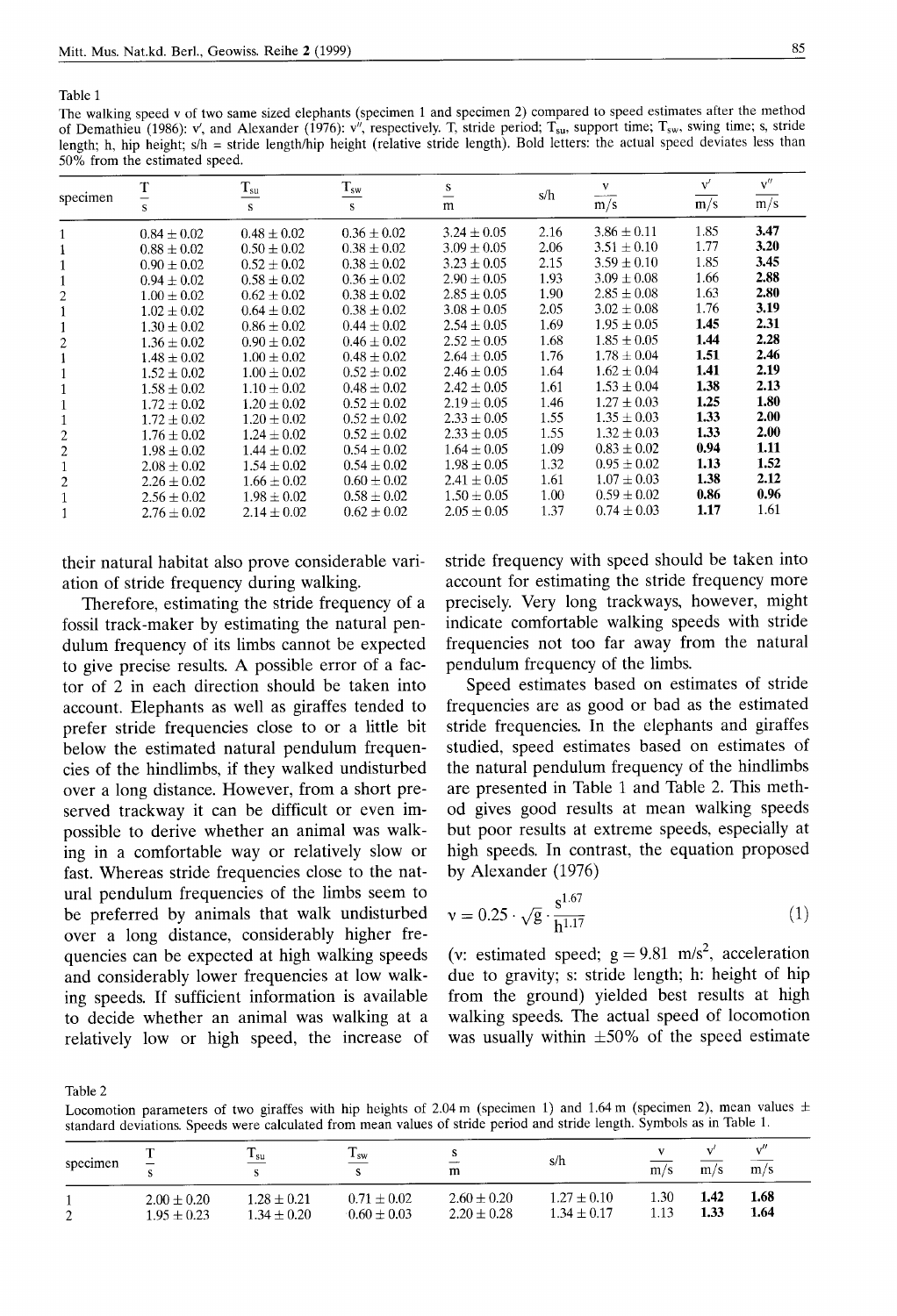Table 1

The walking speed v of two same sized elephants (specimen 1 and specimen 2) compared to speed estimates after the method of Demathieu (1986): v′, and Alexander (1976): v″, respectively. T, stride period; $T_{su}$, support time; $T_{sw}$, swing time; s, stride length; h, hip height; s/h = stride length/hip height (relative stride length). Bold letters: the actual speed deviates less than 50% from the estimated speed.

| specimen | T (s) | $T_{su}$ (s) | $T_{sw}$ (s) | s (m) | s/h | v (m/s) | v′ (m/s) | v″ (m/s) |
|---|---|---|---|---|---|---|---|---|
| 1 | 0.84 ± 0.02 | 0.48 ± 0.02 | 0.36 ± 0.02 | 3.24 ± 0.05 | 2.16 | 3.86 ± 0.11 | 1.85 | **3.47** |
| 1 | 0.88 ± 0.02 | 0.50 ± 0.02 | 0.38 ± 0.02 | 3.09 ± 0.05 | 2.06 | 3.51 ± 0.10 | 1.77 | **3.20** |
| 1 | 0.90 ± 0.02 | 0.52 ± 0.02 | 0.38 ± 0.02 | 3.23 ± 0.05 | 2.15 | 3.59 ± 0.10 | 1.85 | **3.45** |
| 1 | 0.94 ± 0.02 | 0.58 ± 0.02 | 0.36 ± 0.02 | 2.90 ± 0.05 | 1.93 | 3.09 ± 0.08 | 1.66 | **2.88** |
| 2 | 1.00 ± 0.02 | 0.62 ± 0.02 | 0.38 ± 0.02 | 2.85 ± 0.05 | 1.90 | 2.85 ± 0.08 | 1.63 | **2.80** |
| 1 | 1.02 ± 0.02 | 0.64 ± 0.02 | 0.38 ± 0.02 | 3.08 ± 0.05 | 2.05 | 3.02 ± 0.08 | 1.76 | **3.19** |
| 1 | 1.30 ± 0.02 | 0.86 ± 0.02 | 0.44 ± 0.02 | 2.54 ± 0.05 | 1.69 | 1.95 ± 0.05 | **1.45** | **2.31** |
| 2 | 1.36 ± 0.02 | 0.90 ± 0.02 | 0.46 ± 0.02 | 2.52 ± 0.05 | 1.68 | 1.85 ± 0.05 | **1.44** | **2.28** |
| 1 | 1.48 ± 0.02 | 1.00 ± 0.02 | 0.48 ± 0.02 | 2.64 ± 0.05 | 1.76 | 1.78 ± 0.04 | **1.51** | **2.46** |
| 1 | 1.52 ± 0.02 | 1.00 ± 0.02 | 0.52 ± 0.02 | 2.46 ± 0.05 | 1.64 | 1.62 ± 0.04 | **1.41** | **2.19** |
| 1 | 1.58 ± 0.02 | 1.10 ± 0.02 | 0.48 ± 0.02 | 2.42 ± 0.05 | 1.61 | 1.53 ± 0.04 | **1.38** | **2.13** |
| 1 | 1.72 ± 0.02 | 1.20 ± 0.02 | 0.52 ± 0.02 | 2.19 ± 0.05 | 1.46 | 1.27 ± 0.03 | **1.25** | **1.80** |
| 1 | 1.72 ± 0.02 | 1.20 ± 0.02 | 0.52 ± 0.02 | 2.33 ± 0.05 | 1.55 | 1.35 ± 0.03 | **1.33** | **2.00** |
| 2 | 1.76 ± 0.02 | 1.24 ± 0.02 | 0.52 ± 0.02 | 2.33 ± 0.05 | 1.55 | 1.32 ± 0.03 | **1.33** | **2.00** |
| 2 | 1.98 ± 0.02 | 1.44 ± 0.02 | 0.54 ± 0.02 | 1.64 ± 0.05 | 1.09 | 0.83 ± 0.02 | **0.94** | **1.11** |
| 1 | 2.08 ± 0.02 | 1.54 ± 0.02 | 0.54 ± 0.02 | 1.98 ± 0.05 | 1.32 | 0.95 ± 0.02 | **1.13** | **1.52** |
| 2 | 2.26 ± 0.02 | 1.66 ± 0.02 | 0.60 ± 0.02 | 2.41 ± 0.05 | 1.61 | 1.07 ± 0.03 | **1.38** | **2.12** |
| 1 | 2.56 ± 0.02 | 1.98 ± 0.02 | 0.58 ± 0.02 | 1.50 ± 0.05 | 1.00 | 0.59 ± 0.02 | **0.86** | **0.96** |
| 1 | 2.76 ± 0.02 | 2.14 ± 0.02 | 0.62 ± 0.02 | 2.05 ± 0.05 | 1.37 | 0.74 ± 0.03 | **1.17** | 1.61 |

their natural habitat also prove considerable variation of stride frequency during walking.

Therefore, estimating the stride frequency of a fossil track-maker by estimating the natural pendulum frequency of its limbs cannot be expected to give precise results. A possible error of a factor of 2 in each direction should be taken into account. Elephants as well as giraffes tended to prefer stride frequencies close to or a little bit below the estimated natural pendulum frequencies of the hindlimbs, if they walked undisturbed over a long distance. However, from a short preserved trackway it can be difficult or even impossible to derive whether an animal was walking in a comfortable way or relatively slow or fast. Whereas stride frequencies close to the natural pendulum frequencies of the limbs seem to be preferred by animals that walk undisturbed over a long distance, considerably higher frequencies can be expected at high walking speeds and considerably lower frequencies at low walking speeds. If sufficient information is available to decide whether an animal was walking at a relatively low or high speed, the increase of stride frequency with speed should be taken into account for estimating the stride frequency more precisely. Very long trackways, however, might indicate comfortable walking speeds with stride frequencies not too far away from the natural pendulum frequency of the limbs.

Speed estimates based on estimates of stride frequencies are as good or bad as the estimated stride frequencies. In the elephants and giraffes studied, speed estimates based on estimates of the natural pendulum frequency of the hindlimbs are presented in Table 1 and Table 2. This method gives good results at mean walking speeds but poor results at extreme speeds, especially at high speeds. In contrast, the equation proposed by Alexander (1976)

$$v = 0.25 \cdot \sqrt{g} \cdot \frac{s^{1.67}}{h^{1.17}} \tag{1}$$

(v: estimated speed; $g = 9.81\ m/s^2$, acceleration due to gravity; s: stride length; h: height of hip from the ground) yielded best results at high walking speeds. The actual speed of locomotion was usually within ±50% of the speed estimate

Table 2

Locomotion parameters of two giraffes with hip heights of 2.04 m (specimen 1) and 1.64 m (specimen 2), mean values ± standard deviations. Speeds were calculated from mean values of stride period and stride length. Symbols as in Table 1.

| specimen | T (s) | $T_{su}$ (s) | $T_{sw}$ (s) | s (m) | s/h | v (m/s) | v′ (m/s) | v″ (m/s) |
|---|---|---|---|---|---|---|---|---|
| 1 | 2.00 ± 0.20 | 1.28 ± 0.21 | 0.71 ± 0.02 | 2.60 ± 0.20 | 1.27 ± 0.10 | 1.30 | **1.42** | **1.68** |
| 2 | 1.95 ± 0.23 | 1.34 ± 0.20 | 0.60 ± 0.03 | 2.20 ± 0.28 | 1.34 ± 0.17 | 1.13 | **1.33** | **1.64** |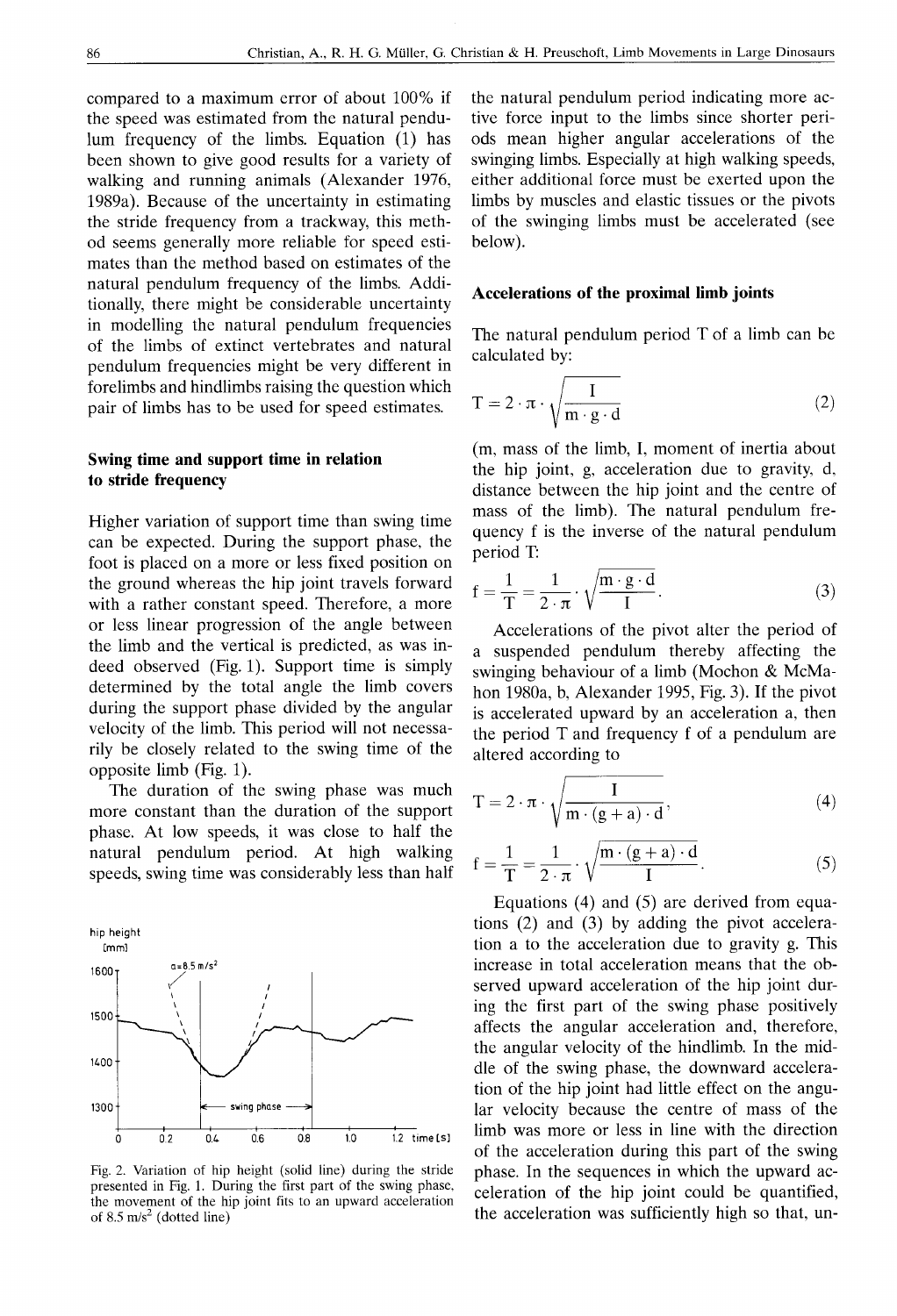compared to a maximum error of about 100% if the speed was estimated from the natural pendulum frequency of the limbs. Equation (1) has been shown to give good results for a variety of walking and running animals (Alexander 1976, 1989a). Because of the uncertainty in estimating the stride frequency from a trackway, this method seems generally more reliable for speed estimates than the method based on estimates of the natural pendulum frequency of the limbs. Additionally, there might be considerable uncertainty in modelling the natural pendulum frequencies of the limbs of extinct vertebrates and natural pendulum frequencies might be very different in forelimbs and hindlimbs raising the question which pair of limbs has to be used for speed estimates.

### Swing time and support time in relation to stride frequency

Higher variation of support time than swing time can be expected. During the support phase, the foot is placed on a more or less fixed position on the ground whereas the hip joint travels forward with a rather constant speed. Therefore, a more or less linear progression of the angle between the limb and the vertical is predicted, as was indeed observed (Fig. 1). Support time is simply determined by the total angle the limb covers during the support phase divided by the angular velocity of the limb. This period will not necessarily be closely related to the swing time of the opposite limb (Fig. 1).

The duration of the swing phase was much more constant than the duration of the support phase. At low speeds, it was close to half the natural pendulum period. At high walking speeds, swing time was considerably less than half the natural pendulum period indicating more active force input to the limbs since shorter periods mean higher angular accelerations of the swinging limbs. Especially at high walking speeds, either additional force must be exerted upon the limbs by muscles and elastic tissues or the pivots of the swinging limbs must be accelerated (see below).

Fig. 2. Variation of hip height (solid line) during the stride presented in Fig. 1. During the first part of the swing phase, the movement of the hip joint fits to an upward acceleration of 8.5 m/s² (dotted line)

### Accelerations of the proximal limb joints

The natural pendulum period T of a limb can be calculated by:

$$T = 2 \cdot \pi \cdot \sqrt{\frac{I}{m \cdot g \cdot d}} \tag{2}$$

(m, mass of the limb, I, moment of inertia about the hip joint, g, acceleration due to gravity, d, distance between the hip joint and the centre of mass of the limb). The natural pendulum frequency f is the inverse of the natural pendulum period T:

$$f = \frac{1}{T} = \frac{1}{2 \cdot \pi} \cdot \sqrt{\frac{m \cdot g \cdot d}{I}}. \tag{3}$$

Accelerations of the pivot alter the period of a suspended pendulum thereby affecting the swinging behaviour of a limb (Mochon & McMahon 1980a, b, Alexander 1995, Fig. 3). If the pivot is accelerated upward by an acceleration a, then the period T and frequency f of a pendulum are altered according to

$$T = 2 \cdot \pi \cdot \sqrt{\frac{I}{m \cdot (g + a) \cdot d}}, \tag{4}$$

$$f = \frac{1}{T} = \frac{1}{2 \cdot \pi} \cdot \sqrt{\frac{m \cdot (g + a) \cdot d}{I}}. \tag{5}$$

Equations (4) and (5) are derived from equations (2) and (3) by adding the pivot acceleration a to the acceleration due to gravity g. This increase in total acceleration means that the observed upward acceleration of the hip joint during the first part of the swing phase positively affects the angular acceleration and, therefore, the angular velocity of the hindlimb. In the middle of the swing phase, the downward acceleration of the hip joint had little effect on the angular velocity because the centre of mass of the limb was more or less in line with the direction of the acceleration during this part of the swing phase. In the sequences in which the upward acceleration of the hip joint could be quantified, the acceleration was sufficiently high so that, un-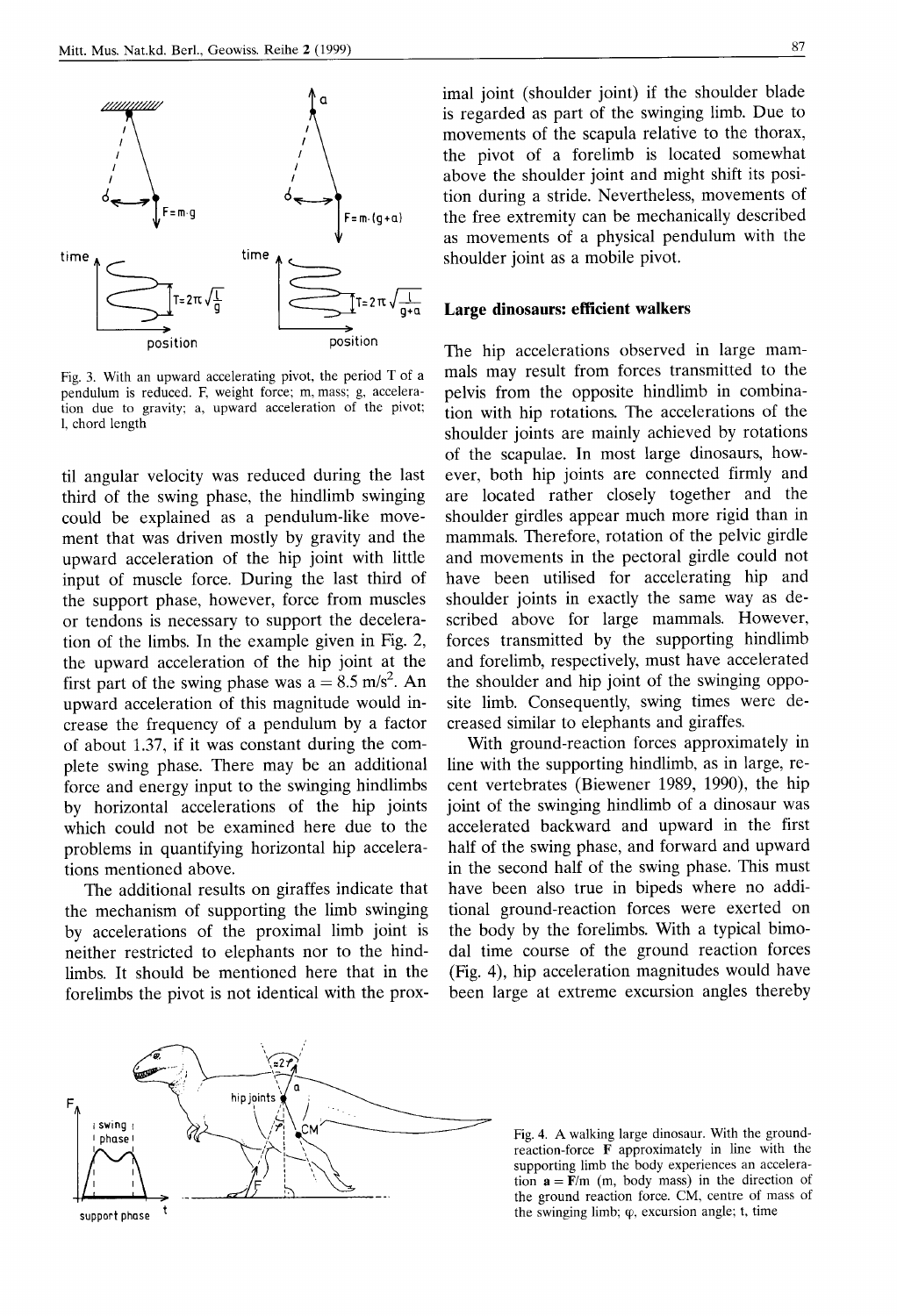Fig. 3. With an upward accelerating pivot, the period T of a pendulum is reduced. F, weight force; m, mass; g, acceleration due to gravity; a, upward acceleration of the pivot; l, chord length

til angular velocity was reduced during the last third of the swing phase, the hindlimb swinging could be explained as a pendulum-like movement that was driven mostly by gravity and the upward acceleration of the hip joint with little input of muscle force. During the last third of the support phase, however, force from muscles or tendons is necessary to support the deceleration of the limbs. In the example given in Fig. 2, the upward acceleration of the hip joint at the first part of the swing phase was $a = 8.5\ m/s^2$. An upward acceleration of this magnitude would increase the frequency of a pendulum by a factor of about 1.37, if it was constant during the complete swing phase. There may be an additional force and energy input to the swinging hindlimbs by horizontal accelerations of the hip joints which could not be examined here due to the problems in quantifying horizontal hip accelerations mentioned above.

The additional results on giraffes indicate that the mechanism of supporting the limb swinging by accelerations of the proximal limb joint is neither restricted to elephants nor to the hindlimbs. It should be mentioned here that in the forelimbs the pivot is not identical with the proximal joint (shoulder joint) if the shoulder blade is regarded as part of the swinging limb. Due to movements of the scapula relative to the thorax, the pivot of a forelimb is located somewhat above the shoulder joint and might shift its position during a stride. Nevertheless, movements of the free extremity can be mechanically described as movements of a physical pendulum with the shoulder joint as a mobile pivot.

## Large dinosaurs: efficient walkers

The hip accelerations observed in large mammals may result from forces transmitted to the pelvis from the opposite hindlimb in combination with hip rotations. The accelerations of the shoulder joints are mainly achieved by rotations of the scapulae. In most large dinosaurs, however, both hip joints are connected firmly and are located rather closely together and the shoulder girdles appear much more rigid than in mammals. Therefore, rotation of the pelvic girdle and movements in the pectoral girdle could not have been utilised for accelerating hip and shoulder joints in exactly the same way as described above for large mammals. However, forces transmitted by the supporting hindlimb and forelimb, respectively, must have accelerated the shoulder and hip joint of the swinging opposite limb. Consequently, swing times were decreased similar to elephants and giraffes.

With ground-reaction forces approximately in line with the supporting hindlimb, as in large, recent vertebrates (Biewener 1989, 1990), the hip joint of the swinging hindlimb of a dinosaur was accelerated backward and upward in the first half of the swing phase, and forward and upward in the second half of the swing phase. This must have been also true in bipeds where no additional ground-reaction forces were exerted on the body by the forelimbs. With a typical bimodal time course of the ground reaction forces (Fig. 4), hip acceleration magnitudes would have been large at extreme excursion angles thereby

Fig. 4. A walking large dinosaur. With the ground-reaction-force **F** approximately in line with the supporting limb the body experiences an acceleration $\mathbf{a} = \mathbf{F}/m$ (m, body mass) in the direction of the ground reaction force. CM, centre of mass of the swinging limb; $\varphi$, excursion angle; t, time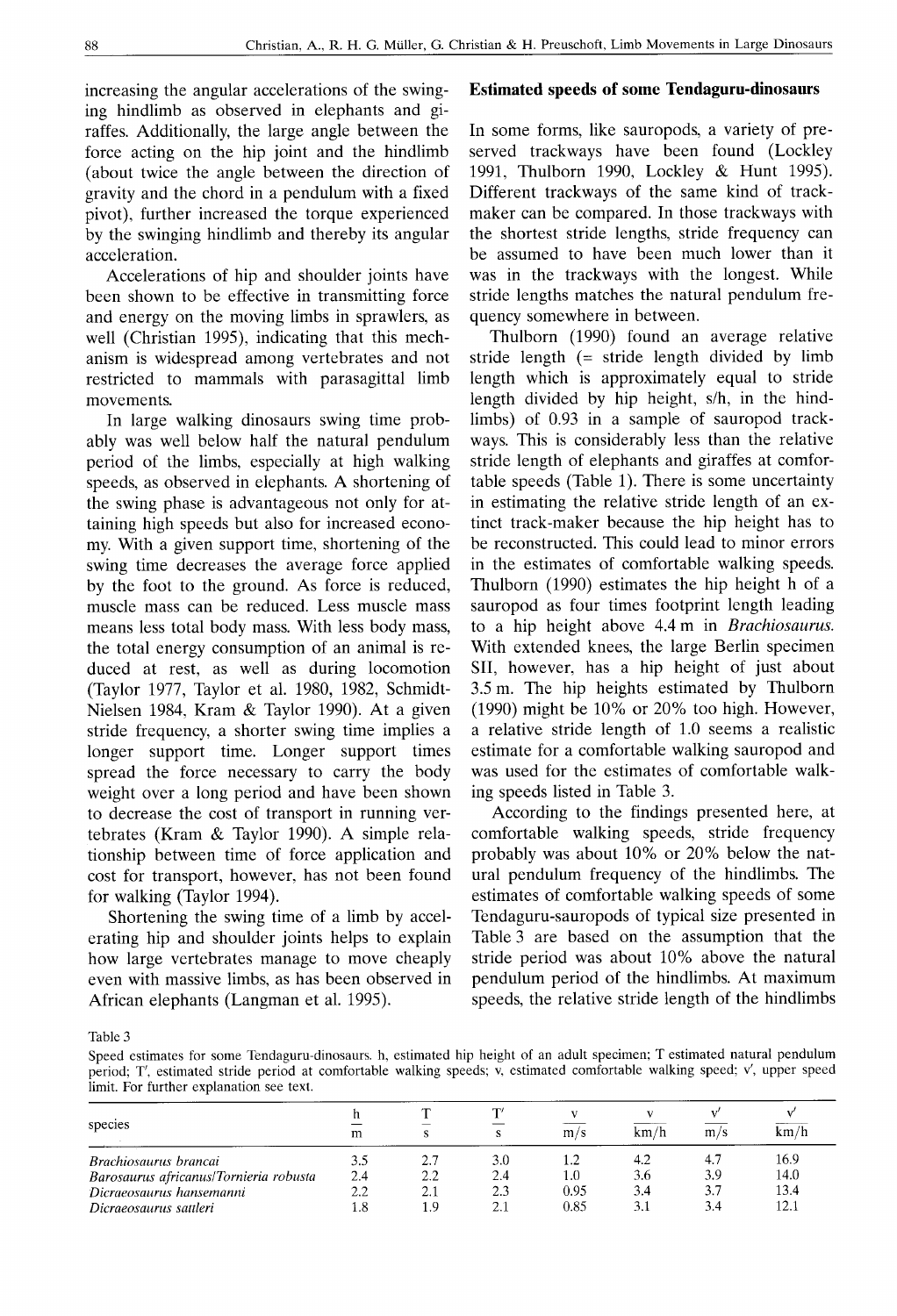increasing the angular accelerations of the swinging hindlimb as observed in elephants and giraffes. Additionally, the large angle between the force acting on the hip joint and the hindlimb (about twice the angle between the direction of gravity and the chord in a pendulum with a fixed pivot), further increased the torque experienced by the swinging hindlimb and thereby its angular acceleration.

Accelerations of hip and shoulder joints have been shown to be effective in transmitting force and energy on the moving limbs in sprawlers, as well (Christian 1995), indicating that this mechanism is widespread among vertebrates and not restricted to mammals with parasagittal limb movements.

In large walking dinosaurs swing time probably was well below half the natural pendulum period of the limbs, especially at high walking speeds, as observed in elephants. A shortening of the swing phase is advantageous not only for attaining high speeds but also for increased economy. With a given support time, shortening of the swing time decreases the average force applied by the foot to the ground. As force is reduced, muscle mass can be reduced. Less muscle mass means less total body mass. With less body mass, the total energy consumption of an animal is reduced at rest, as well as during locomotion (Taylor 1977, Taylor et al. 1980, 1982, Schmidt-Nielsen 1984, Kram & Taylor 1990). At a given stride frequency, a shorter swing time implies a longer support time. Longer support times spread the force necessary to carry the body weight over a long period and have been shown to decrease the cost of transport in running vertebrates (Kram & Taylor 1990). A simple relationship between time of force application and cost for transport, however, has not been found for walking (Taylor 1994).

Shortening the swing time of a limb by accelerating hip and shoulder joints helps to explain how large vertebrates manage to move cheaply even with massive limbs, as has been observed in African elephants (Langman et al. 1995).

## Estimated speeds of some Tendaguru-dinosaurs

In some forms, like sauropods, a variety of preserved trackways have been found (Lockley 1991, Thulborn 1990, Lockley & Hunt 1995). Different trackways of the same kind of trackmaker can be compared. In those trackways with the shortest stride lengths, stride frequency can be assumed to have been much lower than it was in the trackways with the longest. While stride lengths matches the natural pendulum frequency somewhere in between.

Thulborn (1990) found an average relative stride length (= stride length divided by limb length which is approximately equal to stride length divided by hip height, s/h, in the hindlimbs) of 0.93 in a sample of sauropod trackways. This is considerably less than the relative stride length of elephants and giraffes at comfortable speeds (Table 1). There is some uncertainty in estimating the relative stride length of an extinct track-maker because the hip height has to be reconstructed. This could lead to minor errors in the estimates of comfortable walking speeds. Thulborn (1990) estimates the hip height h of a sauropod as four times footprint length leading to a hip height above 4.4 m in *Brachiosaurus.* With extended knees, the large Berlin specimen SII, however, has a hip height of just about 3.5 m. The hip heights estimated by Thulborn (1990) might be 10% or 20% too high. However, a relative stride length of 1.0 seems a realistic estimate for a comfortable walking sauropod and was used for the estimates of comfortable walking speeds listed in Table 3.

According to the findings presented here, at comfortable walking speeds, stride frequency probably was about 10% or 20% below the natural pendulum frequency of the hindlimbs. The estimates of comfortable walking speeds of some Tendaguru-sauropods of typical size presented in Table 3 are based on the assumption that the stride period was about 10% above the natural pendulum period of the hindlimbs. At maximum speeds, the relative stride length of the hindlimbs

Table 3
Speed estimates for some Tendaguru-dinosaurs. h, estimated hip height of an adult specimen; T estimated natural pendulum period; T′, estimated stride period at comfortable walking speeds; v, estimated comfortable walking speed; v′, upper speed limit. For further explanation see text.

| species | h (m) | T (s) | T′ (s) | v (m/s) | v (km/h) | v′ (m/s) | v′ (km/h) |
|---|---|---|---|---|---|---|---|
| *Brachiosaurus brancai* | 3.5 | 2.7 | 3.0 | 1.2 | 4.2 | 4.7 | 16.9 |
| *Barosaurus africanus/Tornieria robusta* | 2.4 | 2.2 | 2.4 | 1.0 | 3.6 | 3.9 | 14.0 |
| *Dicraeosaurus hansemanni* | 2.2 | 2.1 | 2.3 | 0.95 | 3.4 | 3.7 | 13.4 |
| *Dicraeosaurus sattleri* | 1.8 | 1.9 | 2.1 | 0.85 | 3.1 | 3.4 | 12.1 |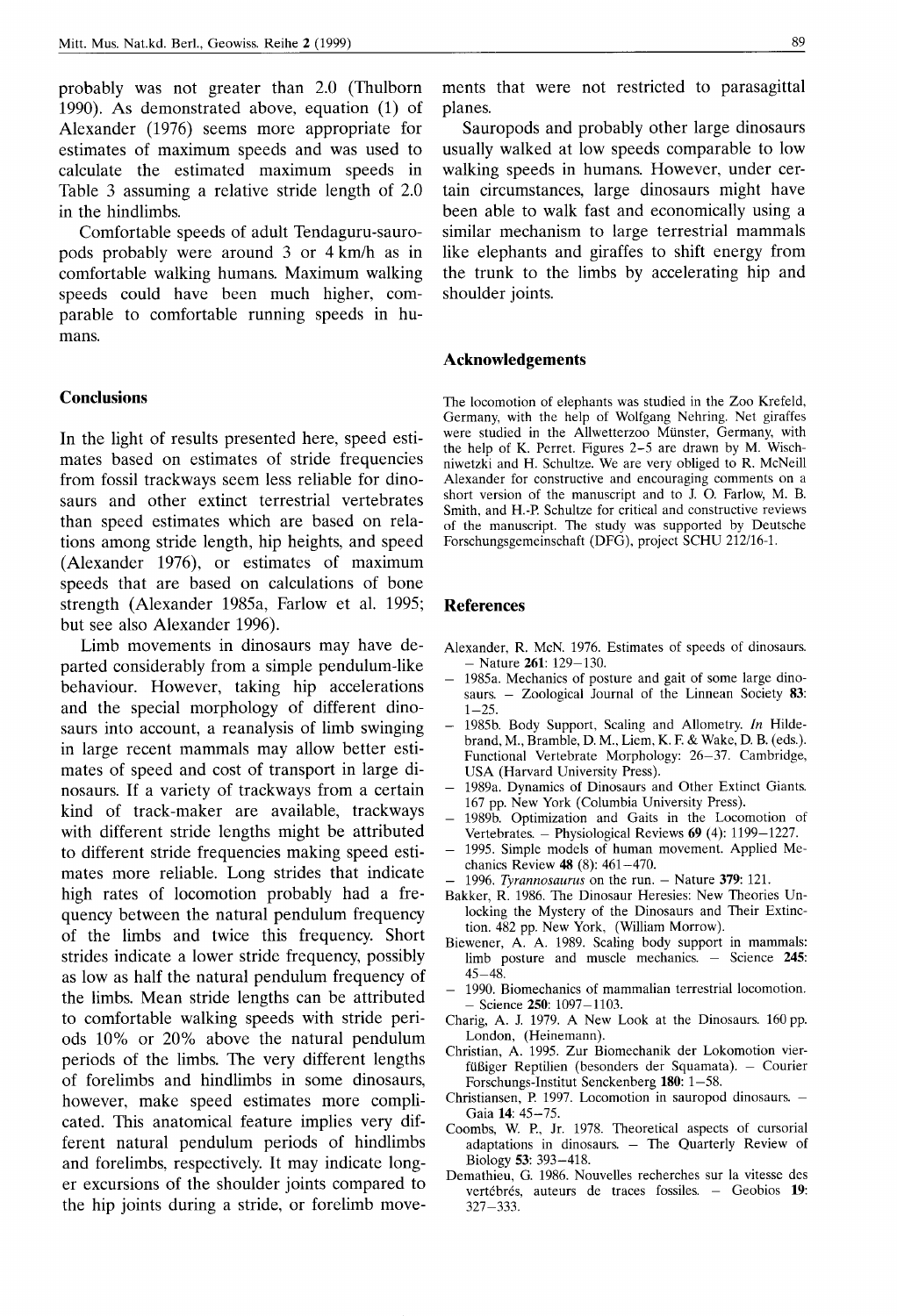probably was not greater than 2.0 (Thulborn 1990). As demonstrated above, equation (1) of Alexander (1976) seems more appropriate for estimates of maximum speeds and was used to calculate the estimated maximum speeds in Table 3 assuming a relative stride length of 2.0 in the hindlimbs.

Comfortable speeds of adult Tendaguru-sauropods probably were around 3 or 4 km/h as in comfortable walking humans. Maximum walking speeds could have been much higher, comparable to comfortable running speeds in humans.

## Conclusions

In the light of results presented here, speed estimates based on estimates of stride frequencies from fossil trackways seem less reliable for dinosaurs and other extinct terrestrial vertebrates than speed estimates which are based on relations among stride length, hip heights, and speed (Alexander 1976), or estimates of maximum speeds that are based on calculations of bone strength (Alexander 1985a, Farlow et al. 1995; but see also Alexander 1996).

Limb movements in dinosaurs may have departed considerably from a simple pendulum-like behaviour. However, taking hip accelerations and the special morphology of different dinosaurs into account, a reanalysis of limb swinging in large recent mammals may allow better estimates of speed and cost of transport in large dinosaurs. If a variety of trackways from a certain kind of track-maker are available, trackways with different stride lengths might be attributed to different stride frequencies making speed estimates more reliable. Long strides that indicate high rates of locomotion probably had a frequency between the natural pendulum frequency of the limbs and twice this frequency. Short strides indicate a lower stride frequency, possibly as low as half the natural pendulum frequency of the limbs. Mean stride lengths can be attributed to comfortable walking speeds with stride periods 10% or 20% above the natural pendulum periods of the limbs. The very different lengths of forelimbs and hindlimbs in some dinosaurs, however, make speed estimates more complicated. This anatomical feature implies very different natural pendulum periods of hindlimbs and forelimbs, respectively. It may indicate longer excursions of the shoulder joints compared to the hip joints during a stride, or forelimb movements that were not restricted to parasagittal planes.

Sauropods and probably other large dinosaurs usually walked at low speeds comparable to low walking speeds in humans. However, under certain circumstances, large dinosaurs might have been able to walk fast and economically using a similar mechanism to large terrestrial mammals like elephants and giraffes to shift energy from the trunk to the limbs by accelerating hip and shoulder joints.

## Acknowledgements

The locomotion of elephants was studied in the Zoo Krefeld, Germany, with the help of Wolfgang Nehring. Net giraffes were studied in the Allwetterzoo Münster, Germany, with the help of K. Perret. Figures 2–5 are drawn by M. Wischniwetzki and H. Schultze. We are very obliged to R. McNeill Alexander for constructive and encouraging comments on a short version of the manuscript and to J. O. Farlow, M. B. Smith, and H.-P. Schultze for critical and constructive reviews of the manuscript. The study was supported by Deutsche Forschungsgemeinschaft (DFG), project SCHU 212/16-1.

## References

Alexander, R. McN. 1976. Estimates of speeds of dinosaurs. – Nature **261**: 129–130.

– 1985a. Mechanics of posture and gait of some large dinosaurs. – Zoological Journal of the Linnean Society **83**: 1–25.

– 1985b. Body Support, Scaling and Allometry. *In* Hildebrand, M., Bramble, D. M., Liem, K. F. & Wake, D. B. (eds.). Functional Vertebrate Morphology: 26–37. Cambridge, USA (Harvard University Press).

– 1989a. Dynamics of Dinosaurs and Other Extinct Giants. 167 pp. New York (Columbia University Press).

– 1989b. Optimization and Gaits in the Locomotion of Vertebrates. – Physiological Reviews **69** (4): 1199–1227.

– 1995. Simple models of human movement. Applied Mechanics Review **48** (8): 461–470.

– 1996. *Tyrannosaurus* on the run. – Nature **379**: 121.

Bakker, R. 1986. The Dinosaur Heresies: New Theories Unlocking the Mystery of the Dinosaurs and Their Extinction. 482 pp. New York, (William Morrow).

Biewener, A. A. 1989. Scaling body support in mammals: limb posture and muscle mechanics. – Science **245**: 45–48.

– 1990. Biomechanics of mammalian terrestrial locomotion. – Science **250**: 1097–1103.

Charig, A. J. 1979. A New Look at the Dinosaurs. 160 pp. London, (Heinemann).

Christian, A. 1995. Zur Biomechanik der Lokomotion vierfüßiger Reptilien (besonders der Squamata). – Courier Forschungs-Institut Senckenberg **180**: 1–58.

Christiansen, P. 1997. Locomotion in sauropod dinosaurs. – Gaia **14**: 45–75.

Coombs, W. P., Jr. 1978. Theoretical aspects of cursorial adaptations in dinosaurs. – The Quarterly Review of Biology **53**: 393–418.

Demathieu, G. 1986. Nouvelles recherches sur la vitesse des vertébrés, auteurs de traces fossiles. – Geobios **19**: 327–333.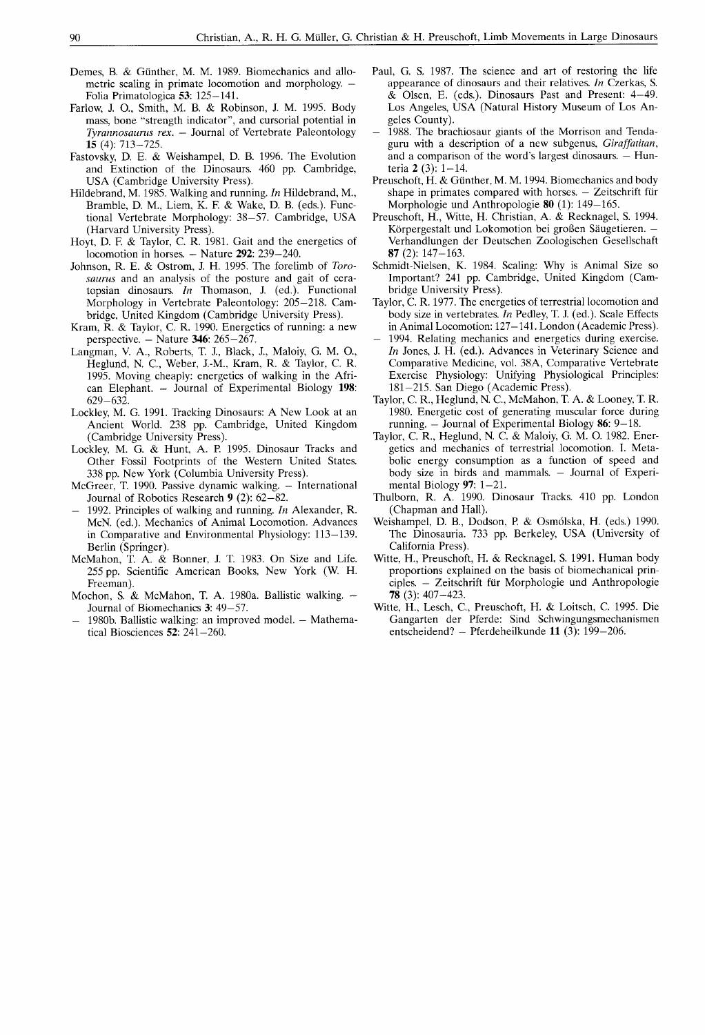Demes, B. & Günther, M. M. 1989. Biomechanics and allometric scaling in primate locomotion and morphology. – Folia Primatologica **53**: 125–141.

Farlow, J. O., Smith, M. B. & Robinson, J. M. 1995. Body mass, bone "strength indicator", and cursorial potential in *Tyrannosaurus rex*. – Journal of Vertebrate Paleontology **15** (4): 713–725.

Fastovsky, D. E. & Weishampel, D. B. 1996. The Evolution and Extinction of the Dinosaurs. 460 pp. Cambridge, USA (Cambridge University Press).

Hildebrand, M. 1985. Walking and running. *In* Hildebrand, M., Bramble, D. M., Liem, K. F. & Wake, D. B. (eds.). Functional Vertebrate Morphology: 38–57. Cambridge, USA (Harvard University Press).

Hoyt, D. F. & Taylor, C. R. 1981. Gait and the energetics of locomotion in horses. – Nature **292**: 239–240.

Johnson, R. E. & Ostrom, J. H. 1995. The forelimb of *Torosaurus* and an analysis of the posture and gait of ceratopsian dinosaurs. *In* Thomason, J. (ed.). Functional Morphology in Vertebrate Paleontology: 205–218. Cambridge, United Kingdom (Cambridge University Press).

Kram, R. & Taylor, C. R. 1990. Energetics of running: a new perspective. – Nature **346**: 265–267.

Langman, V. A., Roberts, T. J., Black, J., Maloiy, G. M. O., Heglund, N. C., Weber, J.-M., Kram, R. & Taylor, C. R. 1995. Moving cheaply: energetics of walking in the African Elephant. – Journal of Experimental Biology **198**: 629–632.

Lockley, M. G. 1991. Tracking Dinosaurs: A New Look at an Ancient World. 238 pp. Cambridge, United Kingdom (Cambridge University Press).

Lockley, M. G. & Hunt, A. P. 1995. Dinosaur Tracks and Other Fossil Footprints of the Western United States. 338 pp. New York (Columbia University Press).

McGreer, T. 1990. Passive dynamic walking. – International Journal of Robotics Research **9** (2): 62–82.

– 1992. Principles of walking and running. *In* Alexander, R. McN. (ed.). Mechanics of Animal Locomotion. Advances in Comparative and Environmental Physiology: 113–139. Berlin (Springer).

McMahon, T. A. & Bonner, J. T. 1983. On Size and Life. 255 pp. Scientific American Books, New York (W. H. Freeman).

Mochon, S. & McMahon, T. A. 1980a. Ballistic walking. – Journal of Biomechanics **3**: 49–57.

– 1980b. Ballistic walking: an improved model. – Mathematical Biosciences **52**: 241–260.

Paul, G. S. 1987. The science and art of restoring the life appearance of dinosaurs and their relatives. *In* Czerkas, S. & Olsen, E. (eds.). Dinosaurs Past and Present: 4–49. Los Angeles, USA (Natural History Museum of Los Angeles County).

– 1988. The brachiosaur giants of the Morrison and Tendaguru with a description of a new subgenus, *Giraffatitan*, and a comparison of the word's largest dinosaurs. – Hunteria **2** (3): 1–14.

Preuschoft, H. & Günther, M. M. 1994. Biomechanics and body shape in primates compared with horses. – Zeitschrift für Morphologie und Anthropologie **80** (1): 149–165.

Preuschoft, H., Witte, H. Christian, A. & Recknagel, S. 1994. Körpergestalt und Lokomotion bei großen Säugetieren. – Verhandlungen der Deutschen Zoologischen Gesellschaft **87** (2): 147–163.

Schmidt-Nielsen, K. 1984. Scaling: Why is Animal Size so Important? 241 pp. Cambridge, United Kingdom (Cambridge University Press).

Taylor, C. R. 1977. The energetics of terrestrial locomotion and body size in vertebrates. *In* Pedley, T. J. (ed.). Scale Effects in Animal Locomotion: 127–141. London (Academic Press).

– 1994. Relating mechanics and energetics during exercise. *In* Jones, J. H. (ed.). Advances in Veterinary Science and Comparative Medicine, vol. 38A, Comparative Vertebrate Exercise Physiology: Unifying Physiological Principles: 181–215. San Diego (Academic Press).

Taylor, C. R., Heglund, N. C., McMahon, T. A. & Looney, T. R. 1980. Energetic cost of generating muscular force during running. – Journal of Experimental Biology **86**: 9–18.

Taylor, C. R., Heglund, N. C. & Maloiy, G. M. O. 1982. Energetics and mechanics of terrestrial locomotion. I. Metabolic energy consumption as a function of speed and body size in birds and mammals. – Journal of Experimental Biology **97**: 1–21.

Thulborn, R. A. 1990. Dinosaur Tracks. 410 pp. London (Chapman and Hall).

Weishampel, D. B., Dodson, P. & Osmólska, H. (eds.) 1990. The Dinosauria. 733 pp. Berkeley, USA (University of California Press).

Witte, H., Preuschoft, H. & Recknagel, S. 1991. Human body proportions explained on the basis of biomechanical principles. – Zeitschrift für Morphologie und Anthropologie **78** (3): 407–423.

Witte, H., Lesch, C., Preuschoft, H. & Loitsch, C. 1995. Die Gangarten der Pferde: Sind Schwingungsmechanismen entscheidend? – Pferdeheilkunde **11** (3): 199–206.